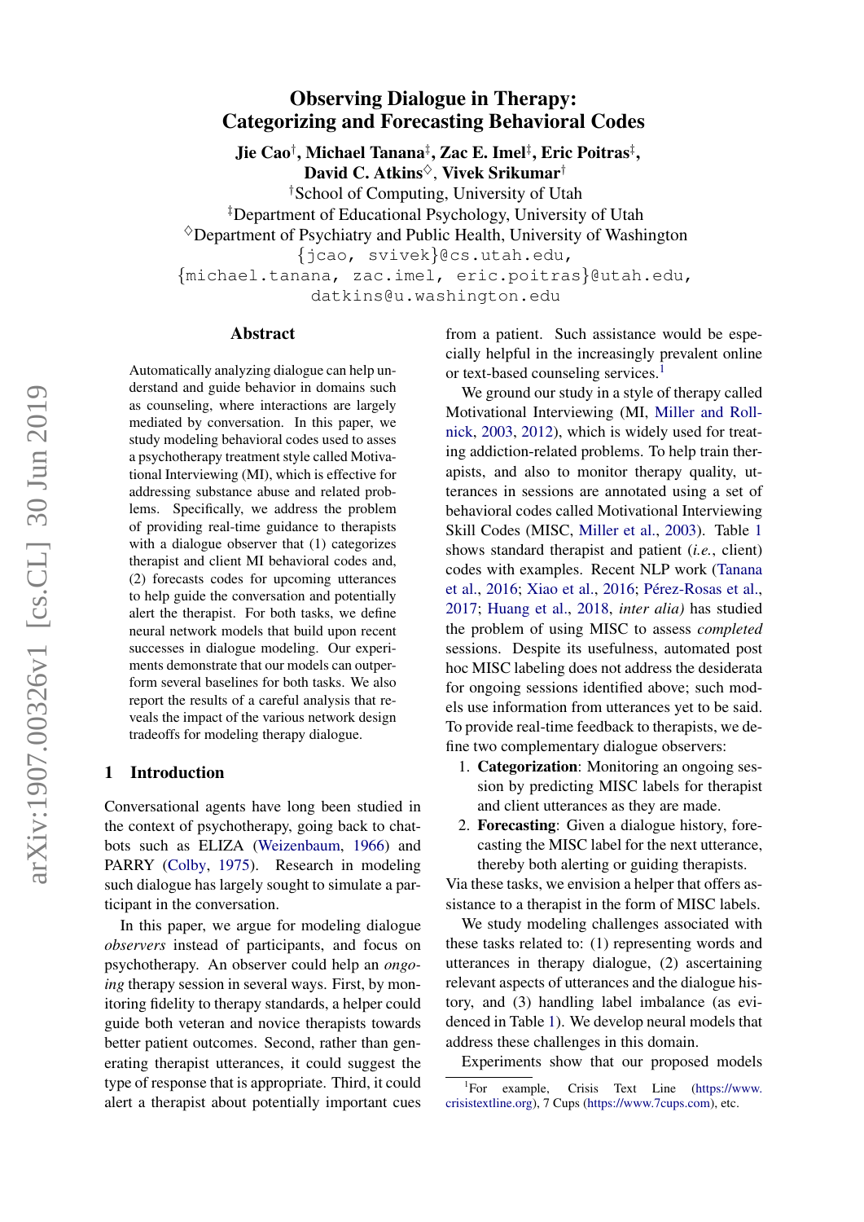# Observing Dialogue in Therapy: Categorizing and Forecasting Behavioral Codes

**Jie Cao**[†], **Michael Tanana**[‡], **Zac E. Imel**[‡], **Eric Poitras**[‡], **David C. Atkins**[♢], **Vivek Srikumar**[†]

[†]School of Computing, University of Utah
[‡]Department of Educational Psychology, University of Utah
[♢]Department of Psychiatry and Public Health, University of Washington

{jcao, svivek}@cs.utah.edu,
{michael.tanana, zac.imel, eric.poitras}@utah.edu,
datkins@u.washington.edu

## Abstract

Automatically analyzing dialogue can help understand and guide behavior in domains such as counseling, where interactions are largely mediated by conversation. In this paper, we study modeling behavioral codes used to asses a psychotherapy treatment style called Motivational Interviewing (MI), which is effective for addressing substance abuse and related problems. Specifically, we address the problem of providing real-time guidance to therapists with a dialogue observer that (1) categorizes therapist and client MI behavioral codes and, (2) forecasts codes for upcoming utterances to help guide the conversation and potentially alert the therapist. For both tasks, we define neural network models that build upon recent successes in dialogue modeling. Our experiments demonstrate that our models can outperform several baselines for both tasks. We also report the results of a careful analysis that reveals the impact of the various network design tradeoffs for modeling therapy dialogue.

## 1 Introduction

Conversational agents have long been studied in the context of psychotherapy, going back to chatbots such as ELIZA (Weizenbaum, 1966) and PARRY (Colby, 1975). Research in modeling such dialogue has largely sought to simulate a participant in the conversation.

In this paper, we argue for modeling dialogue *observers* instead of participants, and focus on psychotherapy. An observer could help an *ongoing* therapy session in several ways. First, by monitoring fidelity to therapy standards, a helper could guide both veteran and novice therapists towards better patient outcomes. Second, rather than generating therapist utterances, it could suggest the type of response that is appropriate. Third, it could alert a therapist about potentially important cues from a patient. Such assistance would be especially helpful in the increasingly prevalent online or text-based counseling services.[1]

We ground our study in a style of therapy called Motivational Interviewing (MI, Miller and Rollnick, 2003, 2012), which is widely used for treating addiction-related problems. To help train therapists, and also to monitor therapy quality, utterances in sessions are annotated using a set of behavioral codes called Motivational Interviewing Skill Codes (MISC, Miller et al., 2003). Table 1 shows standard therapist and patient (*i.e.*, client) codes with examples. Recent NLP work (Tanana et al., 2016; Xiao et al., 2016; Pérez-Rosas et al., 2017; Huang et al., 2018, *inter alia)* has studied the problem of using MISC to assess *completed* sessions. Despite its usefulness, automated post hoc MISC labeling does not address the desiderata for ongoing sessions identified above; such models use information from utterances yet to be said. To provide real-time feedback to therapists, we define two complementary dialogue observers:

1. **Categorization**: Monitoring an ongoing session by predicting MISC labels for therapist and client utterances as they are made.
2. **Forecasting**: Given a dialogue history, forecasting the MISC label for the next utterance, thereby both alerting or guiding therapists.

Via these tasks, we envision a helper that offers assistance to a therapist in the form of MISC labels.

We study modeling challenges associated with these tasks related to: (1) representing words and utterances in therapy dialogue, (2) ascertaining relevant aspects of utterances and the dialogue history, and (3) handling label imbalance (as evidenced in Table 1). We develop neural models that address these challenges in this domain.

Experiments show that our proposed models

[1]For example, Crisis Text Line (https://www.crisistextline.org), 7 Cups (https://www.7cups.com), etc.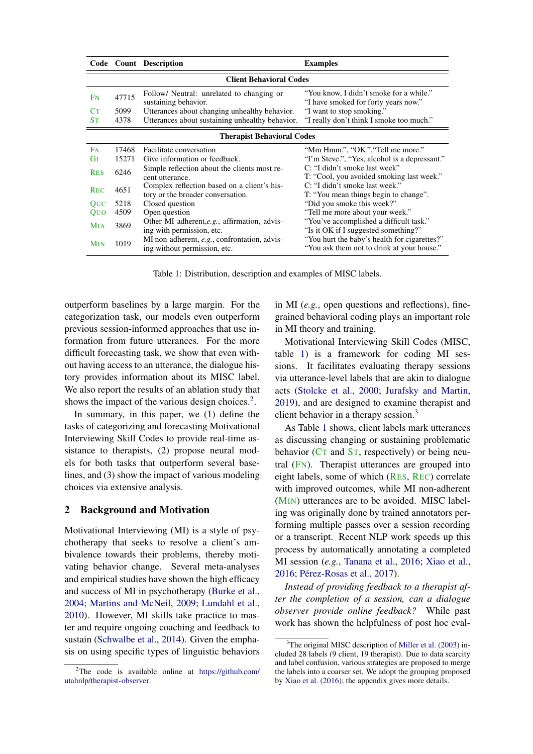| Code | Count | Description | Examples |
|---|---|---|---|
| **Client Behavioral Codes** | | | |
| FN | 47715 | Follow/ Neutral: unrelated to changing or sustaining behavior. | "You know, I didn't smoke for a while." "I have smoked for forty years now." |
| CT | 5099 | Utterances about changing unhealthy behavior. | "I want to stop smoking." |
| ST | 4378 | Utterances about sustaining unhealthy behavior. | "I really don't think I smoke too much." |
| **Therapist Behavioral Codes** | | | |
| FA | 17468 | Facilitate conversation | "Mm Hmm.", "OK.","Tell me more." |
| GI | 15271 | Give information or feedback. | "I'm Steve.", "Yes, alcohol is a depressant." |
| RES | 6246 | Simple reflection about the clients most recent utterance. | C: "I didn't smoke last week" T: "Cool, you avoided smoking last week." |
| REC | 4651 | Complex reflection based on a client's history or the broader conversation. | C: "I didn't smoke last week." T: "You mean things begin to change". |
| QUC | 5218 | Closed question | "Did you smoke this week?" |
| QUO | 4509 | Open question | "Tell me more about your week." |
| MIA | 3869 | Other MI adherent, *e.g.*, affirmation, advising with permission, etc. | "You've accomplished a difficult task." "Is it OK if I suggested something?" |
| MIN | 1019 | MI non-adherent, *e.g.*, confrontation, advising without permission, etc. | "You hurt the baby's health for cigarettes?" "You ask them not to drink at your house." |

Table 1: Distribution, description and examples of MISC labels.

outperform baselines by a large margin. For the categorization task, our models even outperform previous session-informed approaches that use information from future utterances. For the more difficult forecasting task, we show that even without having access to an utterance, the dialogue history provides information about its MISC label. We also report the results of an ablation study that shows the impact of the various design choices.[2].

In summary, in this paper, we (1) define the tasks of categorizing and forecasting Motivational Interviewing Skill Codes to provide real-time assistance to therapists, (2) propose neural models for both tasks that outperform several baselines, and (3) show the impact of various modeling choices via extensive analysis.

## 2 Background and Motivation

Motivational Interviewing (MI) is a style of psychotherapy that seeks to resolve a client's ambivalence towards their problems, thereby motivating behavior change. Several meta-analyses and empirical studies have shown the high efficacy and success of MI in psychotherapy (Burke et al., 2004; Martins and McNeil, 2009; Lundahl et al., 2010). However, MI skills take practice to master and require ongoing coaching and feedback to sustain (Schwalbe et al., 2014). Given the emphasis on using specific types of linguistic behaviors in MI (*e.g.*, open questions and reflections), fine-grained behavioral coding plays an important role in MI theory and training.

Motivational Interviewing Skill Codes (MISC, table 1) is a framework for coding MI sessions. It facilitates evaluating therapy sessions via utterance-level labels that are akin to dialogue acts (Stolcke et al., 2000; Jurafsky and Martin, 2019), and are designed to examine therapist and client behavior in a therapy session.[3]

As Table 1 shows, client labels mark utterances as discussing changing or sustaining problematic behavior (CT and ST, respectively) or being neutral (FN). Therapist utterances are grouped into eight labels, some of which (RES, REC) correlate with improved outcomes, while MI non-adherent (MIN) utterances are to be avoided. MISC labeling was originally done by trained annotators performing multiple passes over a session recording or a transcript. Recent NLP work speeds up this process by automatically annotating a completed MI session (*e.g.*, Tanana et al., 2016; Xiao et al., 2016; Pérez-Rosas et al., 2017).

*Instead of providing feedback to a therapist after the completion of a session, can a dialogue observer provide online feedback?* While past work has shown the helpfulness of post hoc eval-

[2] The code is available online at https://github.com/utahnlp/therapist-observer.

[3] The original MISC description of Miller et al. (2003) included 28 labels (9 client, 19 therapist). Due to data scarcity and label confusion, various strategies are proposed to merge the labels into a coarser set. We adopt the grouping proposed by Xiao et al. (2016); the appendix gives more details.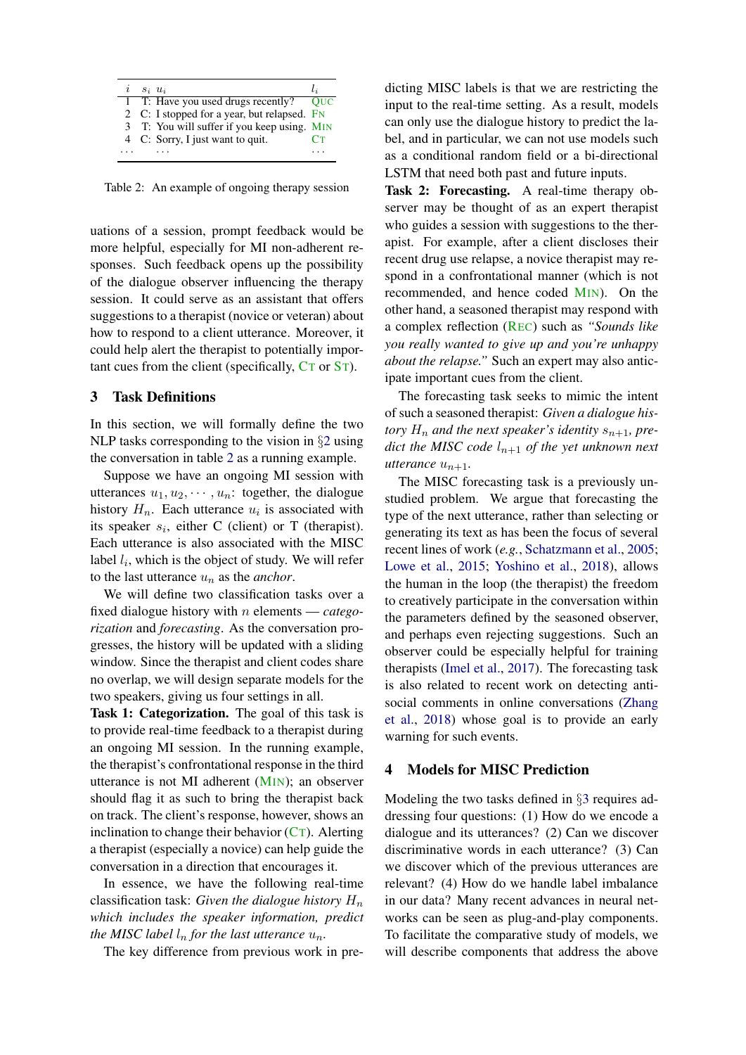| $i$ | $s_i$ | $u_i$ | $l_i$ |
|---|---|---|---|
| 1 | T: | Have you used drugs recently? | QUC |
| 2 | C: | I stopped for a year, but relapsed. | FN |
| 3 | T: | You will suffer if you keep using. | MIN |
| 4 | C: | Sorry, I just want to quit. | CT |
| ... | | ... | ... |

Table 2: An example of ongoing therapy session

uations of a session, prompt feedback would be more helpful, especially for MI non-adherent responses. Such feedback opens up the possibility of the dialogue observer influencing the therapy session. It could serve as an assistant that offers suggestions to a therapist (novice or veteran) about how to respond to a client utterance. Moreover, it could help alert the therapist to potentially important cues from the client (specifically, CT or ST).

## 3 Task Definitions

In this section, we will formally define the two NLP tasks corresponding to the vision in §2 using the conversation in table 2 as a running example.

Suppose we have an ongoing MI session with utterances $u_1, u_2, \cdots, u_n$: together, the dialogue history $H_n$. Each utterance $u_i$ is associated with its speaker $s_i$, either C (client) or T (therapist). Each utterance is also associated with the MISC label $l_i$, which is the object of study. We will refer to the last utterance $u_n$ as the *anchor*.

We will define two classification tasks over a fixed dialogue history with $n$ elements — *categorization* and *forecasting*. As the conversation progresses, the history will be updated with a sliding window. Since the therapist and client codes share no overlap, we will design separate models for the two speakers, giving us four settings in all.

**Task 1: Categorization.** The goal of this task is to provide real-time feedback to a therapist during an ongoing MI session. In the running example, the therapist's confrontational response in the third utterance is not MI adherent (MIN); an observer should flag it as such to bring the therapist back on track. The client's response, however, shows an inclination to change their behavior (CT). Alerting a therapist (especially a novice) can help guide the conversation in a direction that encourages it.

In essence, we have the following real-time classification task: *Given the dialogue history $H_n$ which includes the speaker information, predict the MISC label $l_n$ for the last utterance $u_n$.*

The key difference from previous work in predicting MISC labels is that we are restricting the input to the real-time setting. As a result, models can only use the dialogue history to predict the label, and in particular, we can not use models such as a conditional random field or a bi-directional LSTM that need both past and future inputs.

**Task 2: Forecasting.** A real-time therapy observer may be thought of as an expert therapist who guides a session with suggestions to the therapist. For example, after a client discloses their recent drug use relapse, a novice therapist may respond in a confrontational manner (which is not recommended, and hence coded MIN). On the other hand, a seasoned therapist may respond with a complex reflection (REC) such as *"Sounds like you really wanted to give up and you're unhappy about the relapse."* Such an expert may also anticipate important cues from the client.

The forecasting task seeks to mimic the intent of such a seasoned therapist: *Given a dialogue history $H_n$ and the next speaker's identity $s_{n+1}$, predict the MISC code $l_{n+1}$ of the yet unknown next utterance $u_{n+1}$.*

The MISC forecasting task is a previously unstudied problem. We argue that forecasting the type of the next utterance, rather than selecting or generating its text as has been the focus of several recent lines of work (*e.g.*, Schatzmann et al., 2005; Lowe et al., 2015; Yoshino et al., 2018), allows the human in the loop (the therapist) the freedom to creatively participate in the conversation within the parameters defined by the seasoned observer, and perhaps even rejecting suggestions. Such an observer could be especially helpful for training therapists (Imel et al., 2017). The forecasting task is also related to recent work on detecting antisocial comments in online conversations (Zhang et al., 2018) whose goal is to provide an early warning for such events.

## 4 Models for MISC Prediction

Modeling the two tasks defined in §3 requires addressing four questions: (1) How do we encode a dialogue and its utterances? (2) Can we discover discriminative words in each utterance? (3) Can we discover which of the previous utterances are relevant? (4) How do we handle label imbalance in our data? Many recent advances in neural networks can be seen as plug-and-play components. To facilitate the comparative study of models, we will describe components that address the above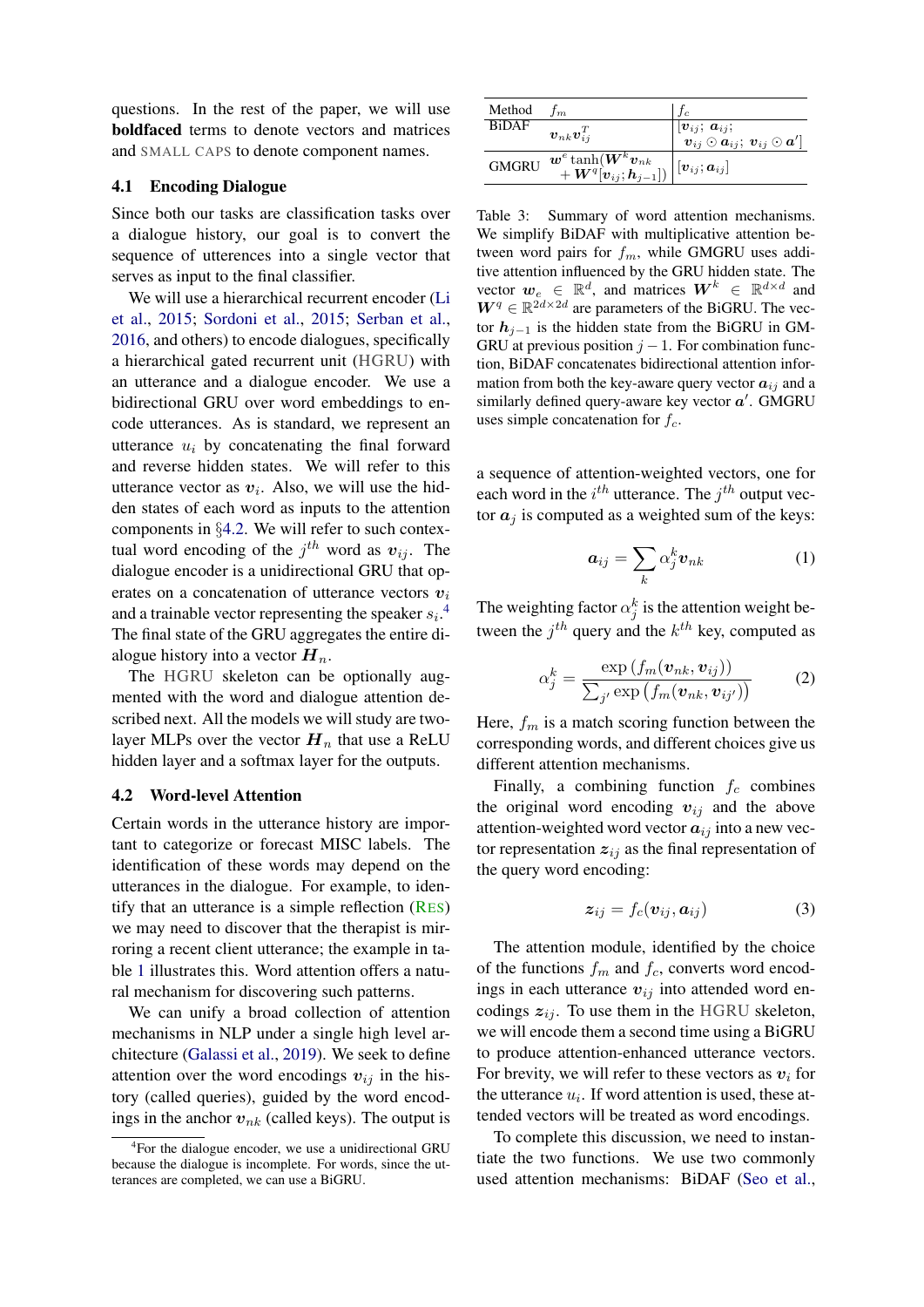questions. In the rest of the paper, we will use **boldfaced** terms to denote vectors and matrices and SMALL CAPS to denote component names.

### 4.1 Encoding Dialogue

Since both our tasks are classification tasks over a dialogue history, our goal is to convert the sequence of utterences into a single vector that serves as input to the final classifier.

We will use a hierarchical recurrent encoder (Li et al., 2015; Sordoni et al., 2015; Serban et al., 2016, and others) to encode dialogues, specifically a hierarchical gated recurrent unit (HGRU) with an utterance and a dialogue encoder. We use a bidirectional GRU over word embeddings to encode utterances. As is standard, we represent an utterance $u_i$ by concatenating the final forward and reverse hidden states. We will refer to this utterance vector as $\boldsymbol{v}_i$. Also, we will use the hidden states of each word as inputs to the attention components in §4.2. We will refer to such contextual word encoding of the $j^{th}$ word as $\boldsymbol{v}_{ij}$. The dialogue encoder is a unidirectional GRU that operates on a concatenation of utterance vectors $\boldsymbol{v}_i$ and a trainable vector representing the speaker $s_i$.[4] The final state of the GRU aggregates the entire dialogue history into a vector $\boldsymbol{H}_n$.

The HGRU skeleton can be optionally augmented with the word and dialogue attention described next. All the models we will study are two-layer MLPs over the vector $\boldsymbol{H}_n$ that use a ReLU hidden layer and a softmax layer for the outputs.

### 4.2 Word-level Attention

Certain words in the utterance history are important to categorize or forecast MISC labels. The identification of these words may depend on the utterances in the dialogue. For example, to identify that an utterance is a simple reflection (RES) we may need to discover that the therapist is mirroring a recent client utterance; the example in table 1 illustrates this. Word attention offers a natural mechanism for discovering such patterns.

We can unify a broad collection of attention mechanisms in NLP under a single high level architecture (Galassi et al., 2019). We seek to define attention over the word encodings $\boldsymbol{v}_{ij}$ in the history (called queries), guided by the word encodings in the anchor $\boldsymbol{v}_{nk}$ (called keys). The output is a sequence of attention-weighted vectors, one for each word in the $i^{th}$ utterance. The $j^{th}$ output vector $\boldsymbol{a}_j$ is computed as a weighted sum of the keys:

$$\boldsymbol{a}_{ij} = \sum_k \alpha_j^k \boldsymbol{v}_{nk} \tag{1}$$

The weighting factor $\alpha_j^k$ is the attention weight between the $j^{th}$ query and the $k^{th}$ key, computed as

$$\alpha_j^k = \frac{\exp\left(f_m(\boldsymbol{v}_{nk}, \boldsymbol{v}_{ij})\right)}{\sum_{j'} \exp\left(f_m(\boldsymbol{v}_{nk}, \boldsymbol{v}_{ij'})\right)} \tag{2}$$

Here, $f_m$ is a match scoring function between the corresponding words, and different choices give us different attention mechanisms.

Finally, a combining function $f_c$ combines the original word encoding $\boldsymbol{v}_{ij}$ and the above attention-weighted word vector $\boldsymbol{a}_{ij}$ into a new vector representation $\boldsymbol{z}_{ij}$ as the final representation of the query word encoding:

$$\boldsymbol{z}_{ij} = f_c(\boldsymbol{v}_{ij}, \boldsymbol{a}_{ij}) \tag{3}$$

The attention module, identified by the choice of the functions $f_m$ and $f_c$, converts word encodings in each utterance $\boldsymbol{v}_{ij}$ into attended word encodings $\boldsymbol{z}_{ij}$. To use them in the HGRU skeleton, we will encode them a second time using a BiGRU to produce attention-enhanced utterance vectors. For brevity, we will refer to these vectors as $\boldsymbol{v}_i$ for the utterance $u_i$. If word attention is used, these attended vectors will be treated as word encodings.

To complete this discussion, we need to instantiate the two functions. We use two commonly used attention mechanisms: BiDAF (Seo et al.,

| Method | $f_m$ | $f_c$ |
|---|---|---|
| BiDAF | $\boldsymbol{v}_{nk}\boldsymbol{v}_{ij}^T$ | $[\boldsymbol{v}_{ij};\ \boldsymbol{a}_{ij};\ \boldsymbol{v}_{ij} \odot \boldsymbol{a}_{ij};\ \boldsymbol{v}_{ij} \odot \boldsymbol{a}']$ |
| GMGRU | $\boldsymbol{w}^e \tanh(\boldsymbol{W}^k \boldsymbol{v}_{nk} + \boldsymbol{W}^q[\boldsymbol{v}_{ij};\boldsymbol{h}_{j-1}])$ | $[\boldsymbol{v}_{ij};\boldsymbol{a}_{ij}]$ |

Table 3: Summary of word attention mechanisms. We simplify BiDAF with multiplicative attention between word pairs for $f_m$, while GMGRU uses additive attention influenced by the GRU hidden state. The vector $\boldsymbol{w}_e \in \mathbb{R}^d$, and matrices $\boldsymbol{W}^k \in \mathbb{R}^{d\times d}$ and $\boldsymbol{W}^q \in \mathbb{R}^{2d\times 2d}$ are parameters of the BiGRU. The vector $\boldsymbol{h}_{j-1}$ is the hidden state from the BiGRU in GMGRU at previous position $j-1$. For combination function, BiDAF concatenates bidirectional attention information from both the key-aware query vector $\boldsymbol{a}_{ij}$ and a similarly defined query-aware key vector $\boldsymbol{a}'$. GMGRU uses simple concatenation for $f_c$.

[4] For the dialogue encoder, we use a unidirectional GRU because the dialogue is incomplete. For words, since the utterances are completed, we can use a BiGRU.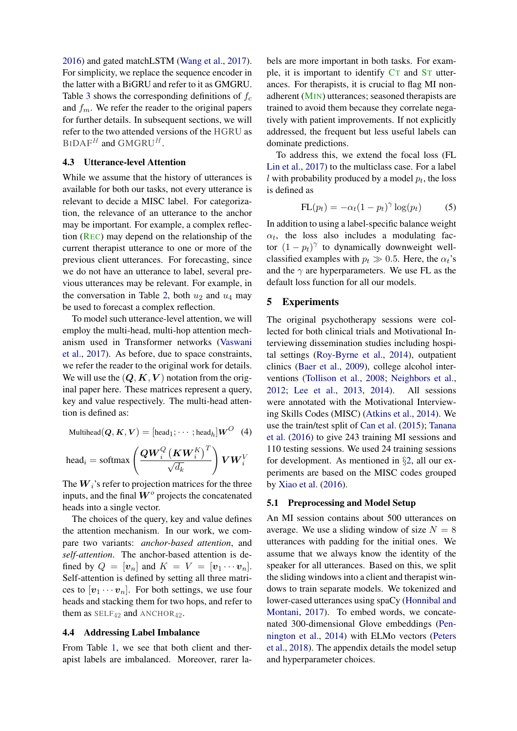2016) and gated matchLSTM (Wang et al., 2017). For simplicity, we replace the sequence encoder in the latter with a BiGRU and refer to it as GMGRU. Table 3 shows the corresponding definitions of $f_c$ and $f_m$. We refer the reader to the original papers for further details. In subsequent sections, we will refer to the two attended versions of the HGRU as BiDAF$^H$ and GMGRU$^H$.

### 4.3 Utterance-level Attention

While we assume that the history of utterances is available for both our tasks, not every utterance is relevant to decide a MISC label. For categorization, the relevance of an utterance to the anchor may be important. For example, a complex reflection (Rec) may depend on the relationship of the current therapist utterance to one or more of the previous client utterances. For forecasting, since we do not have an utterance to label, several previous utterances may be relevant. For example, in the conversation in Table 2, both $u_2$ and $u_4$ may be used to forecast a complex reflection.

To model such utterance-level attention, we will employ the multi-head, multi-hop attention mechanism used in Transformer networks (Vaswani et al., 2017). As before, due to space constraints, we refer the reader to the original work for details. We will use the $(\boldsymbol{Q}, \boldsymbol{K}, \boldsymbol{V})$ notation from the original paper here. These matrices represent a query, key and value respectively. The multi-head attention is defined as:

$$\text{Multihead}(\boldsymbol{Q}, \boldsymbol{K}, \boldsymbol{V}) = [\text{head}_1; \cdots; \text{head}_h]\boldsymbol{W}^O \quad (4)$$

$$\text{head}_i = \text{softmax}\left(\frac{\boldsymbol{Q}\boldsymbol{W}_i^Q (\boldsymbol{K}\boldsymbol{W}_i^K)^T}{\sqrt{d_k}}\right)\boldsymbol{V}\boldsymbol{W}_i^V$$

The $\boldsymbol{W}_i$'s refer to projection matrices for the three inputs, and the final $\boldsymbol{W}^o$ projects the concatenated heads into a single vector.

The choices of the query, key and value defines the attention mechanism. In our work, we compare two variants: *anchor-based attention*, and *self-attention*. The anchor-based attention is defined by $Q = [\boldsymbol{v}_n]$ and $K = V = [\boldsymbol{v}_1 \cdots \boldsymbol{v}_n]$. Self-attention is defined by setting all three matrices to $[\boldsymbol{v}_1 \cdots \boldsymbol{v}_n]$. For both settings, we use four heads and stacking them for two hops, and refer to them as SELF$_{42}$ and ANCHOR$_{42}$.

### 4.4 Addressing Label Imbalance

From Table 1, we see that both client and therapist labels are imbalanced. Moreover, rarer labels are more important in both tasks. For example, it is important to identify Ct and St utterances. For therapists, it is crucial to flag MI non-adherent (Min) utterances; seasoned therapists are trained to avoid them because they correlate negatively with patient improvements. If not explicitly addressed, the frequent but less useful labels can dominate predictions.

To address this, we extend the focal loss (FL Lin et al., 2017) to the multiclass case. For a label $l$ with probability produced by a model $p_t$, the loss is defined as

$$\text{FL}(p_t) = -\alpha_t(1 - p_t)^\gamma \log(p_t) \quad (5)$$

In addition to using a label-specific balance weight $\alpha_t$, the loss also includes a modulating factor $(1 - p_t)^\gamma$ to dynamically downweight well-classified examples with $p_t \gg 0.5$. Here, the $\alpha_t$'s and the $\gamma$ are hyperparameters. We use FL as the default loss function for all our models.

## 5 Experiments

The original psychotherapy sessions were collected for both clinical trials and Motivational Interviewing dissemination studies including hospital settings (Roy-Byrne et al., 2014), outpatient clinics (Baer et al., 2009), college alcohol interventions (Tollison et al., 2008; Neighbors et al., 2012; Lee et al., 2013, 2014). All sessions were annotated with the Motivational Interviewing Skills Codes (MISC) (Atkins et al., 2014). We use the train/test split of Can et al. (2015); Tanana et al. (2016) to give 243 training MI sessions and 110 testing sessions. We used 24 training sessions for development. As mentioned in §2, all our experiments are based on the MISC codes grouped by Xiao et al. (2016).

### 5.1 Preprocessing and Model Setup

An MI session contains about 500 utterances on average. We use a sliding window of size $N = 8$ utterances with padding for the initial ones. We assume that we always know the identity of the speaker for all utterances. Based on this, we split the sliding windows into a client and therapist windows to train separate models. We tokenized and lower-cased utterances using spaCy (Honnibal and Montani, 2017). To embed words, we concatenated 300-dimensional Glove embeddings (Pennington et al., 2014) with ELMo vectors (Peters et al., 2018). The appendix details the model setup and hyperparameter choices.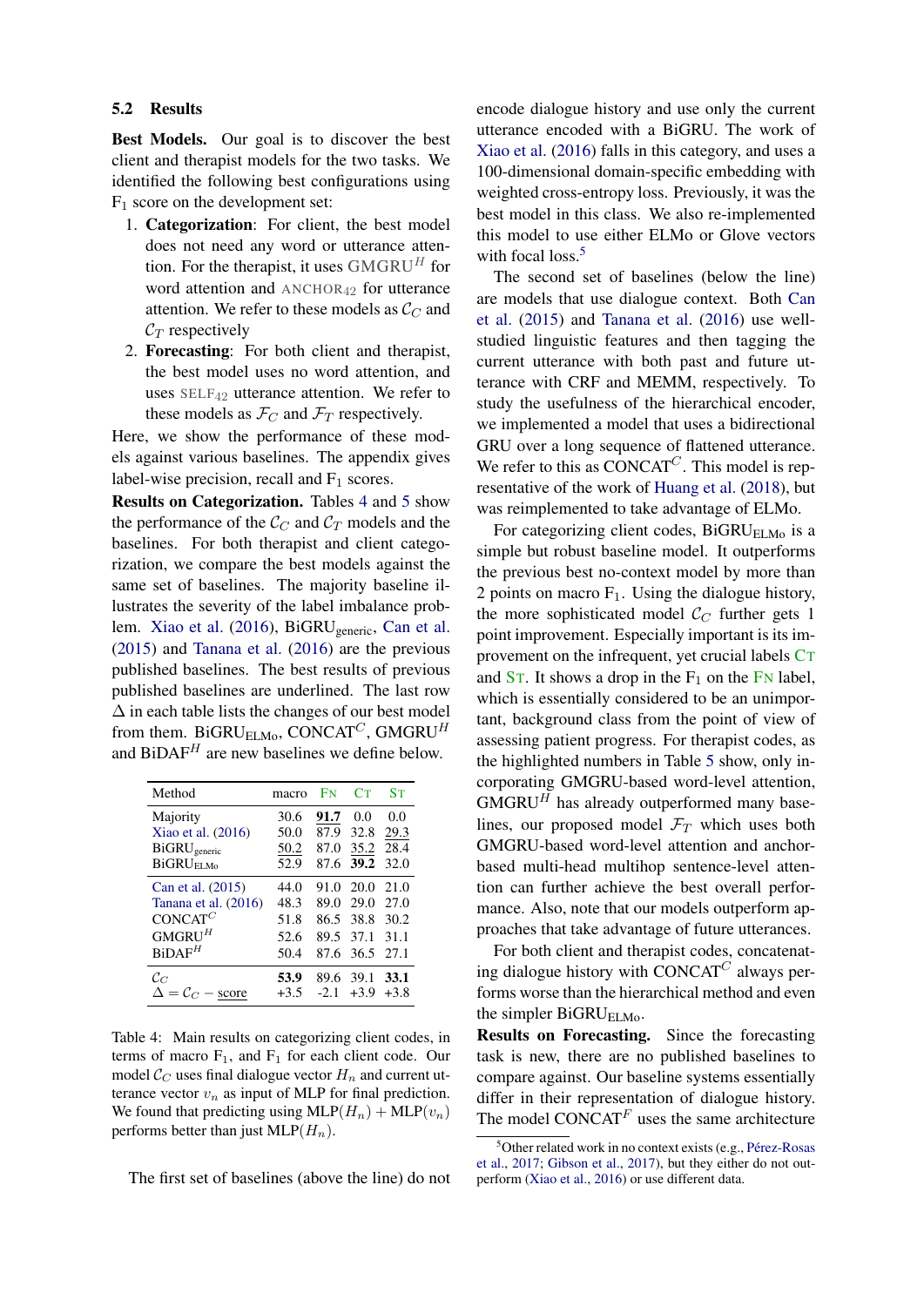### 5.2 Results

**Best Models.** Our goal is to discover the best client and therapist models for the two tasks. We identified the following best configurations using $F_1$ score on the development set:

1. **Categorization**: For client, the best model does not need any word or utterance attention. For the therapist, it uses $\text{GMGRU}^H$ for word attention and $\text{ANCHOR}_{42}$ for utterance attention. We refer to these models as $\mathcal{C}_C$ and $\mathcal{C}_T$ respectively
2. **Forecasting**: For both client and therapist, the best model uses no word attention, and uses $\text{SELF}_{42}$ utterance attention. We refer to these models as $\mathcal{F}_C$ and $\mathcal{F}_T$ respectively.

Here, we show the performance of these models against various baselines. The appendix gives label-wise precision, recall and $F_1$ scores.

**Results on Categorization.** Tables 4 and 5 show the performance of the $\mathcal{C}_C$ and $\mathcal{C}_T$ models and the baselines. For both therapist and client categorization, we compare the best models against the same set of baselines. The majority baseline illustrates the severity of the label imbalance problem. Xiao et al. (2016), $\text{BiGRU}_{\text{generic}}$, Can et al. (2015) and Tanana et al. (2016) are the previous published baselines. The best results of previous published baselines are underlined. The last row $\Delta$ in each table lists the changes of our best model from them. $\text{BiGRU}_{\text{ELMo}}$, $\text{CONCAT}^C$, $\text{GMGRU}^H$ and $\text{BiDAF}^H$ are new baselines we define below.

| Method | macro | Fn | Ct | St |
|---|---|---|---|---|
| Majority | 30.6 | <u>**91.7**</u> | 0.0 | 0.0 |
| Xiao et al. (2016) | 50.0 | 87.9 | 32.8 | <u>29.3</u> |
| $\text{BiGRU}_{\text{generic}}$ | <u>50.2</u> | 87.0 | <u>35.2</u> | 28.4 |
| $\text{BiGRU}_{\text{ELMo}}$ | 52.9 | 87.6 | **39.2** | 32.0 |
| Can et al. (2015) | 44.0 | 91.0 | 20.0 | 21.0 |
| Tanana et al. (2016) | 48.3 | 89.0 | 29.0 | 27.0 |
| $\text{CONCAT}^C$ | 51.8 | 86.5 | 38.8 | 30.2 |
| $\text{GMGRU}^H$ | 52.6 | 89.5 | 37.1 | 31.1 |
| $\text{BiDAF}^H$ | 50.4 | 87.6 | 36.5 | 27.1 |
| $\mathcal{C}_C$ | **53.9** | 89.6 | 39.1 | **33.1** |
| $\Delta = \mathcal{C}_C - \underline{\text{score}}$ | +3.5 | -2.1 | +3.9 | +3.8 |

Table 4: Main results on categorizing client codes, in terms of macro $F_1$, and $F_1$ for each client code. Our model $\mathcal{C}_C$ uses final dialogue vector $H_n$ and current utterance vector $v_n$ as input of MLP for final prediction. We found that predicting using $\text{MLP}(H_n) + \text{MLP}(v_n)$ performs better than just $\text{MLP}(H_n)$.

The first set of baselines (above the line) do not encode dialogue history and use only the current utterance encoded with a BiGRU. The work of Xiao et al. (2016) falls in this category, and uses a 100-dimensional domain-specific embedding with weighted cross-entropy loss. Previously, it was the best model in this class. We also re-implemented this model to use either ELMo or Glove vectors with focal loss.[5]

The second set of baselines (below the line) are models that use dialogue context. Both Can et al. (2015) and Tanana et al. (2016) use well-studied linguistic features and then tagging the current utterance with both past and future utterance with CRF and MEMM, respectively. To study the usefulness of the hierarchical encoder, we implemented a model that uses a bidirectional GRU over a long sequence of flattened utterance. We refer to this as $\text{CONCAT}^C$. This model is representative of the work of Huang et al. (2018), but was reimplemented to take advantage of ELMo.

For categorizing client codes, $\text{BiGRU}_{\text{ELMo}}$ is a simple but robust baseline model. It outperforms the previous best no-context model by more than 2 points on macro $F_1$. Using the dialogue history, the more sophisticated model $\mathcal{C}_C$ further gets 1 point improvement. Especially important is its improvement on the infrequent, yet crucial labels Ct and St. It shows a drop in the $F_1$ on the Fn label, which is essentially considered to be an unimportant, background class from the point of view of assessing patient progress. For therapist codes, as the highlighted numbers in Table 5 show, only incorporating GMGRU-based word-level attention, $\text{GMGRU}^H$ has already outperformed many baselines, our proposed model $\mathcal{F}_T$ which uses both GMGRU-based word-level attention and anchor-based multi-head multihop sentence-level attention can further achieve the best overall performance. Also, note that our models outperform approaches that take advantage of future utterances.

For both client and therapist codes, concatenating dialogue history with $\text{CONCAT}^C$ always performs worse than the hierarchical method and even the simpler $\text{BiGRU}_{\text{ELMo}}$.

**Results on Forecasting.** Since the forecasting task is new, there are no published baselines to compare against. Our baseline systems essentially differ in their representation of dialogue history. The model $\text{CONCAT}^F$ uses the same architecture

[5]Other related work in no context exists (e.g., Pérez-Rosas et al., 2017; Gibson et al., 2017), but they either do not outperform (Xiao et al., 2016) or use different data.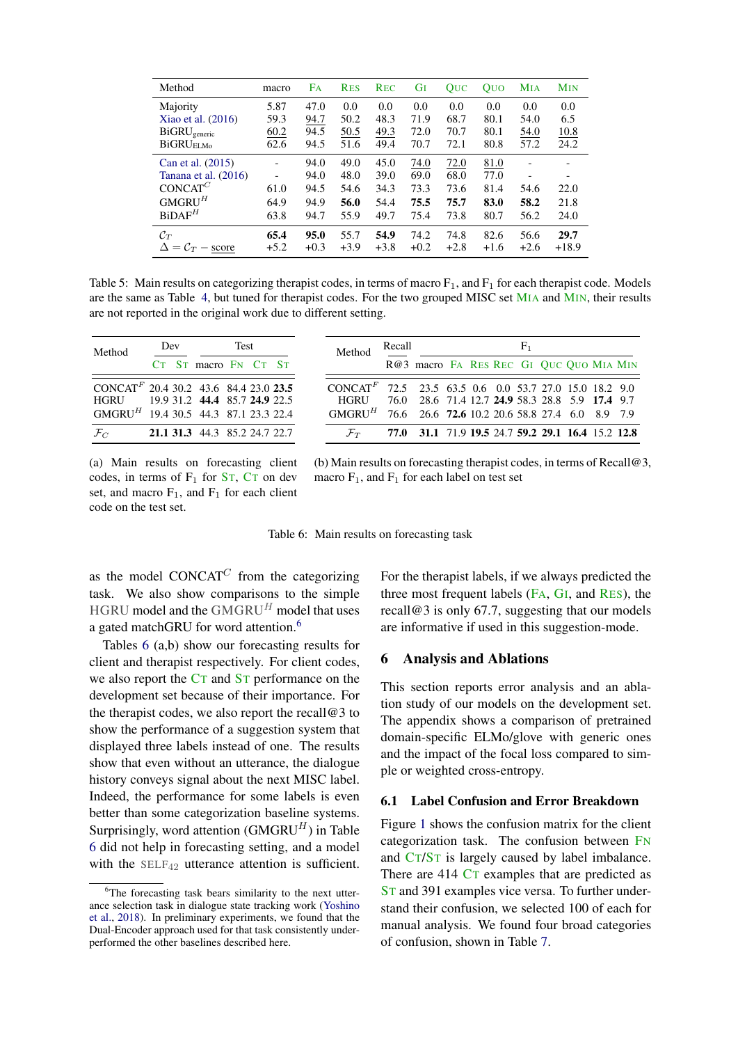| Method | macro | FA | RES | REC | GI | QUC | QUO | MIA | MIN |
|---|---|---|---|---|---|---|---|---|---|
| Majority | 5.87 | 47.0 | 0.0 | 0.0 | 0.0 | 0.0 | 0.0 | 0.0 | 0.0 |
| Xiao et al. (2016) | 59.3 | 94.7 | 50.2 | 48.3 | 71.9 | 68.7 | 80.1 | 54.0 | 6.5 |
| BiGRU$_{\text{generic}}$ | 60.2 | 94.5 | 50.5 | 49.3 | 72.0 | 70.7 | 80.1 | 54.0 | 10.8 |
| BiGRU$_{\text{ELMo}}$ | 62.6 | 94.5 | 51.6 | 49.4 | 70.7 | 72.1 | 80.8 | 57.2 | 24.2 |
| Can et al. (2015) | - | 94.0 | 49.0 | 45.0 | 74.0 | 72.0 | 81.0 | - | - |
| Tanana et al. (2016) | - | 94.0 | 48.0 | 39.0 | 69.0 | 68.0 | 77.0 | - | - |
| CONCAT$^C$ | 61.0 | 94.5 | 54.6 | 34.3 | 73.3 | 73.6 | 81.4 | 54.6 | 22.0 |
| GMGRU$^H$ | 64.9 | 94.9 | **56.0** | 54.4 | **75.5** | **75.7** | **83.0** | **58.2** | 21.8 |
| BiDAF$^H$ | 63.8 | 94.7 | 55.9 | 49.7 | 75.4 | 73.8 | 80.7 | 56.2 | 24.0 |
| $\mathcal{C}_T$ | **65.4** | **95.0** | 55.7 | **54.9** | 74.2 | 74.8 | 82.6 | 56.6 | **29.7** |
| $\Delta = \mathcal{C}_T -$ score | +5.2 | +0.3 | +3.9 | +3.8 | +0.2 | +2.8 | +1.6 | +2.6 | +18.9 |

Table 5: Main results on categorizing therapist codes, in terms of macro $F_1$, and $F_1$ for each therapist code. Models are the same as Table 4, but tuned for therapist codes. For the two grouped MISC set MIA and MIN, their results are not reported in the original work due to different setting.

| Method | Dev | | Test | | | |
|---|---|---|---|---|---|---|
| | CT | ST | macro | FN | CT | ST |
| CONCAT$^F$ | 20.4 | 30.2 | 43.6 | 84.4 | 23.0 | **23.5** |
| HGRU | 19.9 | 31.2 | **44.4** | 85.7 | **24.9** | 22.5 |
| GMGRU$^H$ | 19.4 | 30.5 | 44.3 | 87.1 | 23.3 | 22.4 |
| $\mathcal{F}_C$ | **21.1** | **31.3** | 44.3 | 85.2 | 24.7 | 22.7 |

(a) Main results on forecasting client codes, in terms of $F_1$ for ST, CT on dev set, and macro $F_1$, and $F_1$ for each client code on the test set.

| Method | Recall | $F_1$ | | | | | | | | |
|---|---|---|---|---|---|---|---|---|---|---|
| | R@3 | macro | FA | RES | REC | GI | QUC | QUO | MIA | MIN |
| CONCAT$^F$ | 72.5 | 23.5 | 63.5 | 0.6 | 0.0 | 53.7 | 27.0 | 15.0 | 18.2 | 9.0 |
| HGRU | 76.0 | 28.6 | 71.4 | 12.7 | **24.9** | 58.3 | 28.8 | 5.9 | **17.4** | 9.7 |
| GMGRU$^H$ | 76.6 | 26.6 | **72.6** | 10.2 | 20.6 | 58.8 | 27.4 | 6.0 | 8.9 | 7.9 |
| $\mathcal{F}_T$ | **77.0** | **31.1** | 71.9 | **19.5** | 24.7 | **59.2** | **29.1** | **16.4** | 15.2 | **12.8** |

(b) Main results on forecasting therapist codes, in terms of Recall@3, macro $F_1$, and $F_1$ for each label on test set

Table 6: Main results on forecasting task

as the model CONCAT$^C$ from the categorizing task. We also show comparisons to the simple HGRU model and the GMGRU$^H$ model that uses a gated matchGRU for word attention.[6]

Tables 6 (a,b) show our forecasting results for client and therapist respectively. For client codes, we also report the CT and ST performance on the development set because of their importance. For the therapist codes, we also report the recall@3 to show the performance of a suggestion system that displayed three labels instead of one. The results show that even without an utterance, the dialogue history conveys signal about the next MISC label. Indeed, the performance for some labels is even better than some categorization baseline systems. Surprisingly, word attention (GMGRU$^H$) in Table 6 did not help in forecasting setting, and a model with the SELF$_{42}$ utterance attention is sufficient. For the therapist labels, if we always predicted the three most frequent labels (FA, GI, and RES), the recall@3 is only 67.7, suggesting that our models are informative if used in this suggestion-mode.

[6]The forecasting task bears similarity to the next utterance selection task in dialogue state tracking work (Yoshino et al., 2018). In preliminary experiments, we found that the Dual-Encoder approach used for that task consistently underperformed the other baselines described here.

## 6 Analysis and Ablations

This section reports error analysis and an ablation study of our models on the development set. The appendix shows a comparison of pretrained domain-specific ELMo/glove with generic ones and the impact of the focal loss compared to simple or weighted cross-entropy.

### 6.1 Label Confusion and Error Breakdown

Figure 1 shows the confusion matrix for the client categorization task. The confusion between FN and CT/ST is largely caused by label imbalance. There are 414 CT examples that are predicted as ST and 391 examples vice versa. To further understand their confusion, we selected 100 of each for manual analysis. We found four broad categories of confusion, shown in Table 7.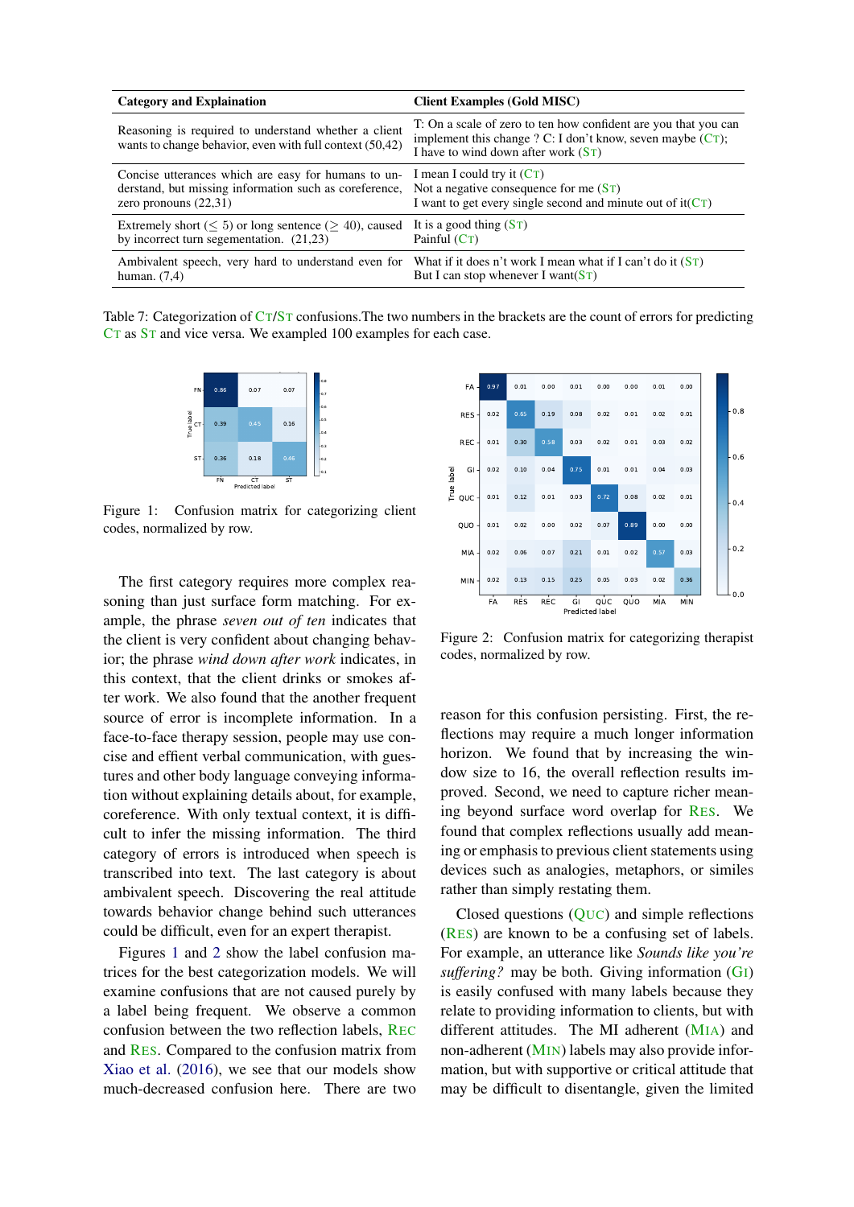| Category and Explaination | Client Examples (Gold MISC) |
|---|---|
| Reasoning is required to understand whether a client wants to change behavior, even with full context (50,42) | T: On a scale of zero to ten how confident are you that you can implement this change ? C: I don't know, seven maybe (CT); I have to wind down after work (ST) |
| Concise utterances which are easy for humans to understand, but missing information such as coreference, zero pronouns (22,31) | I mean I could try it (CT) Not a negative consequence for me (ST) I want to get every single second and minute out of it(CT) |
| Extremely short ($\leq 5$) or long sentence ($\geq 40$), caused by incorrect turn segementation. (21,23) | It is a good thing (ST) Painful (CT) |
| Ambivalent speech, very hard to understand even for human. (7,4) | What if it does n't work I mean what if I can't do it (ST) But I can stop whenever I want(ST) |

Table 7: Categorization of CT/ST confusions.The two numbers in the brackets are the count of errors for predicting CT as ST and vice versa. We exampled 100 examples for each case.

| True \ Predicted | FN | CT | ST |
|---|---|---|---|
| FN | 0.86 | 0.07 | 0.07 |
| CT | 0.39 | 0.45 | 0.16 |
| ST | 0.36 | 0.18 | 0.46 |

Figure 1: Confusion matrix for categorizing client codes, normalized by row.

| True \ Predicted | FA | RES | REC | GI | QUC | QUO | MIA | MIN |
|---|---|---|---|---|---|---|---|---|
| FA | 0.97 | 0.01 | 0.00 | 0.01 | 0.00 | 0.00 | 0.01 | 0.00 |
| RES | 0.02 | 0.65 | 0.19 | 0.08 | 0.02 | 0.01 | 0.02 | 0.01 |
| REC | 0.01 | 0.30 | 0.58 | 0.03 | 0.02 | 0.01 | 0.03 | 0.02 |
| GI | 0.02 | 0.10 | 0.04 | 0.75 | 0.01 | 0.01 | 0.04 | 0.03 |
| QUC | 0.01 | 0.12 | 0.01 | 0.03 | 0.72 | 0.08 | 0.02 | 0.01 |
| QUO | 0.01 | 0.02 | 0.00 | 0.02 | 0.07 | 0.89 | 0.00 | 0.00 |
| MIA | 0.02 | 0.06 | 0.07 | 0.21 | 0.01 | 0.02 | 0.57 | 0.03 |
| MIN | 0.02 | 0.13 | 0.15 | 0.25 | 0.05 | 0.03 | 0.02 | 0.36 |

Figure 2: Confusion matrix for categorizing therapist codes, normalized by row.

The first category requires more complex reasoning than just surface form matching. For example, the phrase *seven out of ten* indicates that the client is very confident about changing behavior; the phrase *wind down after work* indicates, in this context, that the client drinks or smokes after work. We also found that the another frequent source of error is incomplete information. In a face-to-face therapy session, people may use concise and effient verbal communication, with guestures and other body language conveying information without explaining details about, for example, coreference. With only textual context, it is difficult to infer the missing information. The third category of errors is introduced when speech is transcribed into text. The last category is about ambivalent speech. Discovering the real attitude towards behavior change behind such utterances could be difficult, even for an expert therapist.

Figures 1 and 2 show the label confusion matrices for the best categorization models. We will examine confusions that are not caused purely by a label being frequent. We observe a common confusion between the two reflection labels, REC and RES. Compared to the confusion matrix from Xiao et al. (2016), we see that our models show much-decreased confusion here. There are two reason for this confusion persisting. First, the reflections may require a much longer information horizon. We found that by increasing the window size to 16, the overall reflection results improved. Second, we need to capture richer meaning beyond surface word overlap for RES. We found that complex reflections usually add meaning or emphasis to previous client statements using devices such as analogies, metaphors, or similes rather than simply restating them.

Closed questions (QUC) and simple reflections (RES) are known to be a confusing set of labels. For example, an utterance like *Sounds like you're suffering?* may be both. Giving information (GI) is easily confused with many labels because they relate to providing information to clients, but with different attitudes. The MI adherent (MIA) and non-adherent (MIN) labels may also provide information, but with supportive or critical attitude that may be difficult to disentangle, given the limited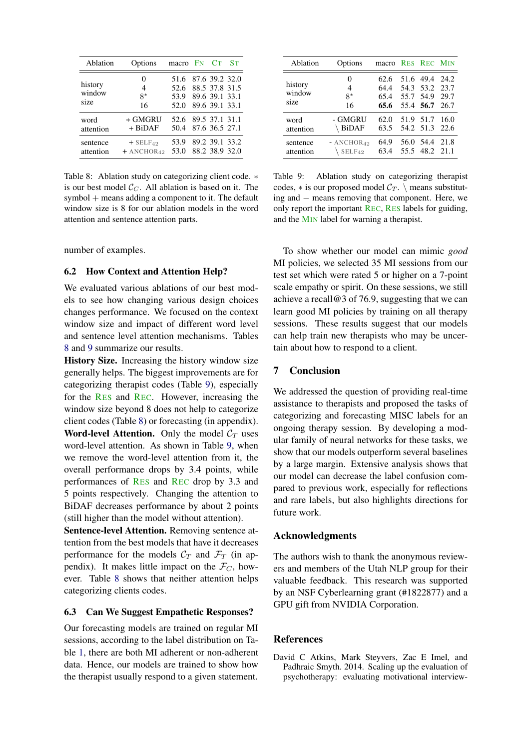| Ablation | Options | macro | FN | CT | ST |
|---|---|---|---|---|---|
| history window size | 0 | 51.6 | 87.6 | 39.2 | 32.0 |
| | 4 | 52.6 | 88.5 | 37.8 | 31.5 |
| | 8* | 53.9 | 89.6 | 39.1 | 33.1 |
| | 16 | 52.0 | 89.6 | 39.1 | 33.1 |
| word attention | + GMGRU | 52.6 | 89.5 | 37.1 | 31.1 |
| | + BiDAF | 50.4 | 87.6 | 36.5 | 27.1 |
| sentence attention | + SELF$_{42}$ | 53.9 | 89.2 | 39.1 | 33.2 |
| | + ANCHOR$_{42}$ | 53.0 | 88.2 | 38.9 | 32.0 |

Table 8: Ablation study on categorizing client code. $*$ is our best model $\mathcal{C}_C$. All ablation is based on it. The symbol + means adding a component to it. The default window size is 8 for our ablation models in the word attention and sentence attention parts.

| Ablation | Options | macro | RES | REC | MIN |
|---|---|---|---|---|---|
| history window size | 0 | 62.6 | 51.6 | 49.4 | 24.2 |
| | 4 | 64.4 | 54.3 | 53.2 | 23.7 |
| | 8* | 65.4 | 55.7 | 54.9 | 29.7 |
| | 16 | **65.6** | 55.4 | **56.7** | 26.7 |
| word attention | - GMGRU | 62.0 | 51.9 | 51.7 | 16.0 |
| | \ BiDAF | 63.5 | 54.2 | 51.3 | 22.6 |
| sentence attention | - ANCHOR$_{42}$ | 64.9 | 56.0 | 54.4 | 21.8 |
| | \ SELF$_{42}$ | 63.4 | 55.5 | 48.2 | 21.1 |

Table 9: Ablation study on categorizing therapist codes, $*$ is our proposed model $\mathcal{C}_T$. \ means substituting and $-$ means removing that component. Here, we only report the important REC, RES labels for guiding, and the MIN label for warning a therapist.

number of examples.

### 6.2 How Context and Attention Help?

We evaluated various ablations of our best models to see how changing various design choices changes performance. We focused on the context window size and impact of different word level and sentence level attention mechanisms. Tables 8 and 9 summarize our results.

**History Size.** Increasing the history window size generally helps. The biggest improvements are for categorizing therapist codes (Table 9), especially for the RES and REC. However, increasing the window size beyond 8 does not help to categorize client codes (Table 8) or forecasting (in appendix).

**Word-level Attention.** Only the model $\mathcal{C}_T$ uses word-level attention. As shown in Table 9, when we remove the word-level attention from it, the overall performance drops by 3.4 points, while performances of RES and REC drop by 3.3 and 5 points respectively. Changing the attention to BiDAF decreases performance by about 2 points (still higher than the model without attention).

**Sentence-level Attention.** Removing sentence attention from the best models that have it decreases performance for the models $\mathcal{C}_T$ and $\mathcal{F}_T$ (in appendix). It makes little impact on the $\mathcal{F}_C$, however. Table 8 shows that neither attention helps categorizing clients codes.

### 6.3 Can We Suggest Empathetic Responses?

Our forecasting models are trained on regular MI sessions, according to the label distribution on Table 1, there are both MI adherent or non-adherent data. Hence, our models are trained to show how the therapist usually respond to a given statement.

To show whether our model can mimic *good* MI policies, we selected 35 MI sessions from our test set which were rated 5 or higher on a 7-point scale empathy or spirit. On these sessions, we still achieve a recall@3 of 76.9, suggesting that we can learn good MI policies by training on all therapy sessions. These results suggest that our models can help train new therapists who may be uncertain about how to respond to a client.

## 7 Conclusion

We addressed the question of providing real-time assistance to therapists and proposed the tasks of categorizing and forecasting MISC labels for an ongoing therapy session. By developing a modular family of neural networks for these tasks, we show that our models outperform several baselines by a large margin. Extensive analysis shows that our model can decrease the label confusion compared to previous work, especially for reflections and rare labels, but also highlights directions for future work.

## Acknowledgments

The authors wish to thank the anonymous reviewers and members of the Utah NLP group for their valuable feedback. This research was supported by an NSF Cyberlearning grant (#1822877) and a GPU gift from NVIDIA Corporation.

## References

David C Atkins, Mark Steyvers, Zac E Imel, and Padhraic Smyth. 2014. Scaling up the evaluation of psychotherapy: evaluating motivational interview-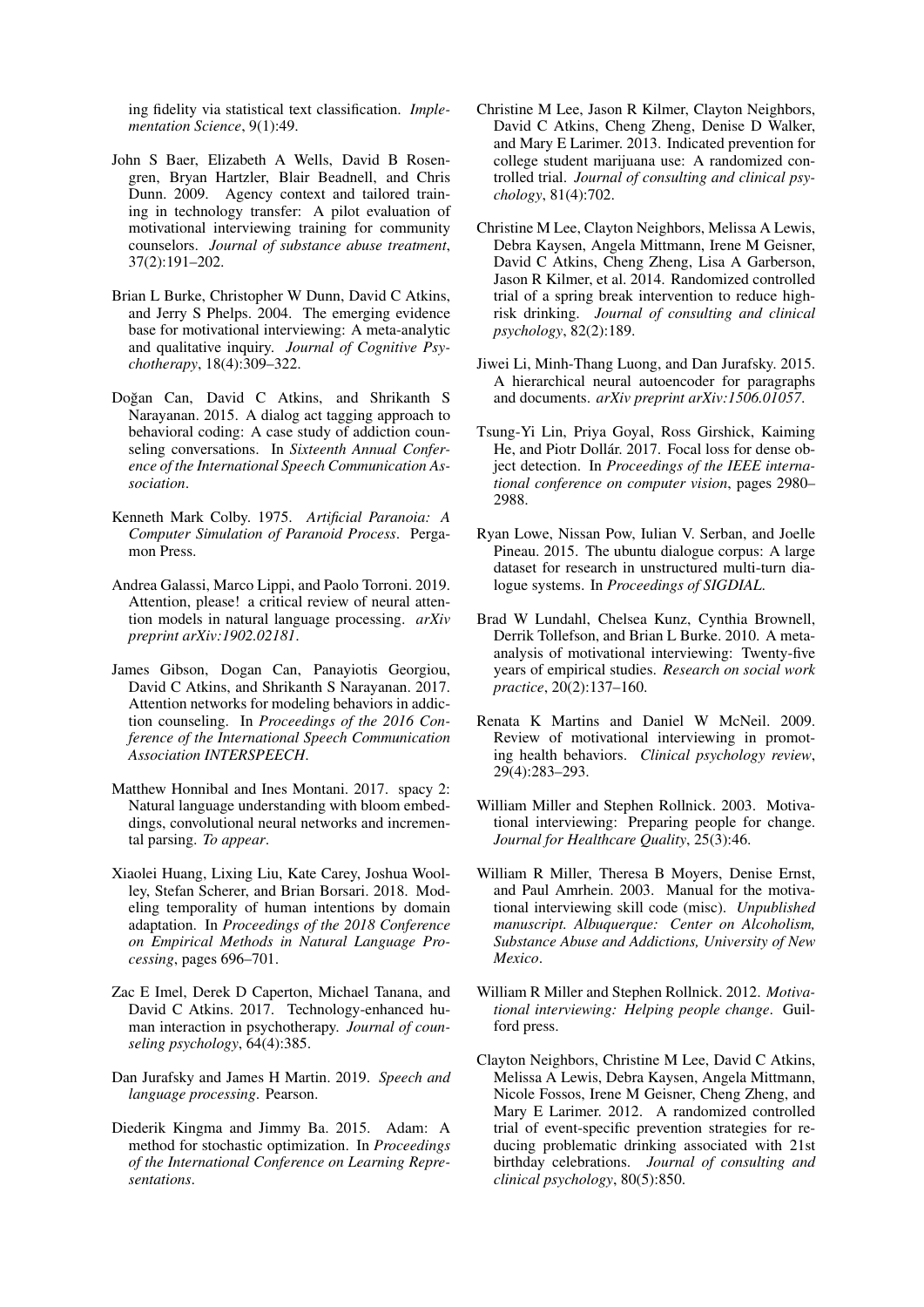ing fidelity via statistical text classification. *Implementation Science*, 9(1):49.

John S Baer, Elizabeth A Wells, David B Rosengren, Bryan Hartzler, Blair Beadnell, and Chris Dunn. 2009. Agency context and tailored training in technology transfer: A pilot evaluation of motivational interviewing training for community counselors. *Journal of substance abuse treatment*, 37(2):191–202.

Brian L Burke, Christopher W Dunn, David C Atkins, and Jerry S Phelps. 2004. The emerging evidence base for motivational interviewing: A meta-analytic and qualitative inquiry. *Journal of Cognitive Psychotherapy*, 18(4):309–322.

Doğan Can, David C Atkins, and Shrikanth S Narayanan. 2015. A dialog act tagging approach to behavioral coding: A case study of addiction counseling conversations. In *Sixteenth Annual Conference of the International Speech Communication Association*.

Kenneth Mark Colby. 1975. *Artificial Paranoia: A Computer Simulation of Paranoid Process*. Pergamon Press.

Andrea Galassi, Marco Lippi, and Paolo Torroni. 2019. Attention, please! a critical review of neural attention models in natural language processing. *arXiv preprint arXiv:1902.02181*.

James Gibson, Dogan Can, Panayiotis Georgiou, David C Atkins, and Shrikanth S Narayanan. 2017. Attention networks for modeling behaviors in addiction counseling. In *Proceedings of the 2016 Conference of the International Speech Communication Association INTERSPEECH*.

Matthew Honnibal and Ines Montani. 2017. spacy 2: Natural language understanding with bloom embeddings, convolutional neural networks and incremental parsing. *To appear*.

Xiaolei Huang, Lixing Liu, Kate Carey, Joshua Woolley, Stefan Scherer, and Brian Borsari. 2018. Modeling temporality of human intentions by domain adaptation. In *Proceedings of the 2018 Conference on Empirical Methods in Natural Language Processing*, pages 696–701.

Zac E Imel, Derek D Caperton, Michael Tanana, and David C Atkins. 2017. Technology-enhanced human interaction in psychotherapy. *Journal of counseling psychology*, 64(4):385.

Dan Jurafsky and James H Martin. 2019. *Speech and language processing*. Pearson.

Diederik Kingma and Jimmy Ba. 2015. Adam: A method for stochastic optimization. In *Proceedings of the International Conference on Learning Representations*.

Christine M Lee, Jason R Kilmer, Clayton Neighbors, David C Atkins, Cheng Zheng, Denise D Walker, and Mary E Larimer. 2013. Indicated prevention for college student marijuana use: A randomized controlled trial. *Journal of consulting and clinical psychology*, 81(4):702.

Christine M Lee, Clayton Neighbors, Melissa A Lewis, Debra Kaysen, Angela Mittmann, Irene M Geisner, David C Atkins, Cheng Zheng, Lisa A Garberson, Jason R Kilmer, et al. 2014. Randomized controlled trial of a spring break intervention to reduce high-risk drinking. *Journal of consulting and clinical psychology*, 82(2):189.

Jiwei Li, Minh-Thang Luong, and Dan Jurafsky. 2015. A hierarchical neural autoencoder for paragraphs and documents. *arXiv preprint arXiv:1506.01057*.

Tsung-Yi Lin, Priya Goyal, Ross Girshick, Kaiming He, and Piotr Dollár. 2017. Focal loss for dense object detection. In *Proceedings of the IEEE international conference on computer vision*, pages 2980–2988.

Ryan Lowe, Nissan Pow, Iulian V. Serban, and Joelle Pineau. 2015. The ubuntu dialogue corpus: A large dataset for research in unstructured multi-turn dialogue systems. In *Proceedings of SIGDIAL*.

Brad W Lundahl, Chelsea Kunz, Cynthia Brownell, Derrik Tollefson, and Brian L Burke. 2010. A meta-analysis of motivational interviewing: Twenty-five years of empirical studies. *Research on social work practice*, 20(2):137–160.

Renata K Martins and Daniel W McNeil. 2009. Review of motivational interviewing in promoting health behaviors. *Clinical psychology review*, 29(4):283–293.

William Miller and Stephen Rollnick. 2003. Motivational interviewing: Preparing people for change. *Journal for Healthcare Quality*, 25(3):46.

William R Miller, Theresa B Moyers, Denise Ernst, and Paul Amrhein. 2003. Manual for the motivational interviewing skill code (misc). *Unpublished manuscript. Albuquerque: Center on Alcoholism, Substance Abuse and Addictions, University of New Mexico*.

William R Miller and Stephen Rollnick. 2012. *Motivational interviewing: Helping people change*. Guilford press.

Clayton Neighbors, Christine M Lee, David C Atkins, Melissa A Lewis, Debra Kaysen, Angela Mittmann, Nicole Fossos, Irene M Geisner, Cheng Zheng, and Mary E Larimer. 2012. A randomized controlled trial of event-specific prevention strategies for reducing problematic drinking associated with 21st birthday celebrations. *Journal of consulting and clinical psychology*, 80(5):850.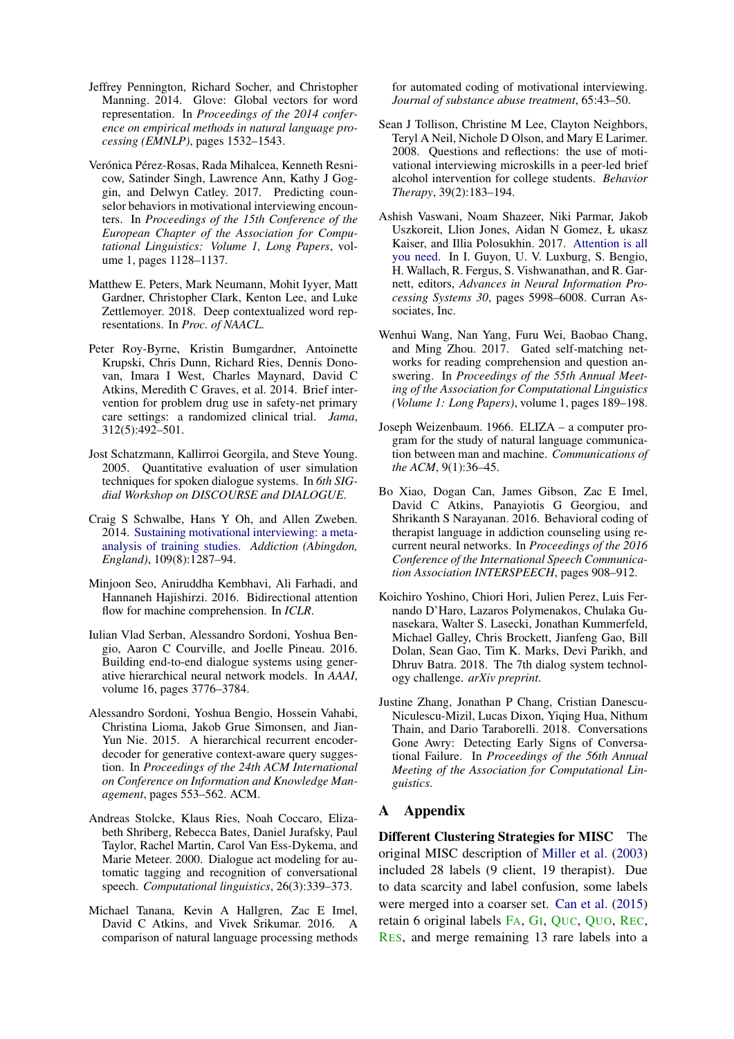Jeffrey Pennington, Richard Socher, and Christopher Manning. 2014. Glove: Global vectors for word representation. In *Proceedings of the 2014 conference on empirical methods in natural language processing (EMNLP)*, pages 1532–1543.

Verónica Pérez-Rosas, Rada Mihalcea, Kenneth Resnicow, Satinder Singh, Lawrence Ann, Kathy J Goggin, and Delwyn Catley. 2017. Predicting counselor behaviors in motivational interviewing encounters. In *Proceedings of the 15th Conference of the European Chapter of the Association for Computational Linguistics: Volume 1, Long Papers*, volume 1, pages 1128–1137.

Matthew E. Peters, Mark Neumann, Mohit Iyyer, Matt Gardner, Christopher Clark, Kenton Lee, and Luke Zettlemoyer. 2018. Deep contextualized word representations. In *Proc. of NAACL*.

Peter Roy-Byrne, Kristin Bumgardner, Antoinette Krupski, Chris Dunn, Richard Ries, Dennis Donovan, Imara I West, Charles Maynard, David C Atkins, Meredith C Graves, et al. 2014. Brief intervention for problem drug use in safety-net primary care settings: a randomized clinical trial. *Jama*, 312(5):492–501.

Jost Schatzmann, Kallirroi Georgila, and Steve Young. 2005. Quantitative evaluation of user simulation techniques for spoken dialogue systems. In *6th SIGdial Workshop on DISCOURSE and DIALOGUE*.

Craig S Schwalbe, Hans Y Oh, and Allen Zweben. 2014. Sustaining motivational interviewing: a meta-analysis of training studies. *Addiction (Abingdon, England)*, 109(8):1287–94.

Minjoon Seo, Aniruddha Kembhavi, Ali Farhadi, and Hannaneh Hajishirzi. 2016. Bidirectional attention flow for machine comprehension. In *ICLR*.

Iulian Vlad Serban, Alessandro Sordoni, Yoshua Bengio, Aaron C Courville, and Joelle Pineau. 2016. Building end-to-end dialogue systems using generative hierarchical neural network models. In *AAAI*, volume 16, pages 3776–3784.

Alessandro Sordoni, Yoshua Bengio, Hossein Vahabi, Christina Lioma, Jakob Grue Simonsen, and Jian-Yun Nie. 2015. A hierarchical recurrent encoder-decoder for generative context-aware query suggestion. In *Proceedings of the 24th ACM International on Conference on Information and Knowledge Management*, pages 553–562. ACM.

Andreas Stolcke, Klaus Ries, Noah Coccaro, Elizabeth Shriberg, Rebecca Bates, Daniel Jurafsky, Paul Taylor, Rachel Martin, Carol Van Ess-Dykema, and Marie Meteer. 2000. Dialogue act modeling for automatic tagging and recognition of conversational speech. *Computational linguistics*, 26(3):339–373.

Michael Tanana, Kevin A Hallgren, Zac E Imel, David C Atkins, and Vivek Srikumar. 2016. A comparison of natural language processing methods for automated coding of motivational interviewing. *Journal of substance abuse treatment*, 65:43–50.

Sean J Tollison, Christine M Lee, Clayton Neighbors, Teryl A Neil, Nichole D Olson, and Mary E Larimer. 2008. Questions and reflections: the use of motivational interviewing microskills in a peer-led brief alcohol intervention for college students. *Behavior Therapy*, 39(2):183–194.

Ashish Vaswani, Noam Shazeer, Niki Parmar, Jakob Uszkoreit, Llion Jones, Aidan N Gomez, Ł ukasz Kaiser, and Illia Polosukhin. 2017. Attention is all you need. In I. Guyon, U. V. Luxburg, S. Bengio, H. Wallach, R. Fergus, S. Vishwanathan, and R. Garnett, editors, *Advances in Neural Information Processing Systems 30*, pages 5998–6008. Curran Associates, Inc.

Wenhui Wang, Nan Yang, Furu Wei, Baobao Chang, and Ming Zhou. 2017. Gated self-matching networks for reading comprehension and question answering. In *Proceedings of the 55th Annual Meeting of the Association for Computational Linguistics (Volume 1: Long Papers)*, volume 1, pages 189–198.

Joseph Weizenbaum. 1966. ELIZA – a computer program for the study of natural language communication between man and machine. *Communications of the ACM*, 9(1):36–45.

Bo Xiao, Dogan Can, James Gibson, Zac E Imel, David C Atkins, Panayiotis G Georgiou, and Shrikanth S Narayanan. 2016. Behavioral coding of therapist language in addiction counseling using recurrent neural networks. In *Proceedings of the 2016 Conference of the International Speech Communication Association INTERSPEECH*, pages 908–912.

Koichiro Yoshino, Chiori Hori, Julien Perez, Luis Fernando D'Haro, Lazaros Polymenakos, Chulaka Gunasekara, Walter S. Lasecki, Jonathan Kummerfeld, Michael Galley, Chris Brockett, Jianfeng Gao, Bill Dolan, Sean Gao, Tim K. Marks, Devi Parikh, and Dhruv Batra. 2018. The 7th dialog system technology challenge. *arXiv preprint*.

Justine Zhang, Jonathan P Chang, Cristian Danescu-Niculescu-Mizil, Lucas Dixon, Yiqing Hua, Nithum Thain, and Dario Taraborelli. 2018. Conversations Gone Awry: Detecting Early Signs of Conversational Failure. In *Proceedings of the 56th Annual Meeting of the Association for Computational Linguistics*.

## A Appendix

**Different Clustering Strategies for MISC** The original MISC description of Miller et al. (2003) included 28 labels (9 client, 19 therapist). Due to data scarcity and label confusion, some labels were merged into a coarser set. Can et al. (2015) retain 6 original labels FA, GI, QUC, QUO, REC, RES, and merge remaining 13 rare labels into a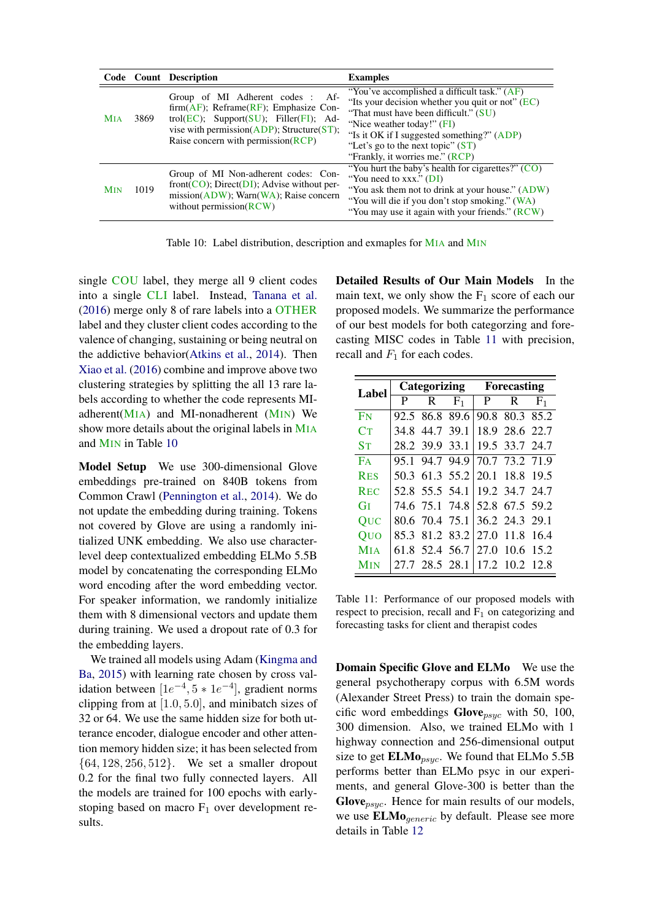| Code | Count | Description | Examples |
|---|---|---|---|
| MIA | 3869 | Group of MI Adherent codes : Affirm(AF); Reframe(RF); Emphasize Control(EC); Support(SU); Filler(FI); Advise with permission(ADP); Structure(ST); Raise concern with permission(RCP) | "You've accomplished a difficult task." (AF)<br>"Its your decision whether you quit or not" (EC)<br>"That must have been difficult." (SU)<br>"Nice weather today!" (FI)<br>"Is it OK if I suggested something?" (ADP)<br>"Let's go to the next topic" (ST)<br>"Frankly, it worries me." (RCP) |
| MIN | 1019 | Group of MI Non-adherent codes: Confront(CO); Direct(DI); Advise without permission(ADW); Warn(WA); Raise concern without permission(RCW) | "You hurt the baby's health for cigarettes?" (CO)<br>"You need to xxx." (DI)<br>"You ask them not to drink at your house." (ADW)<br>"You will die if you don't stop smoking." (WA)<br>"You may use it again with your friends." (RCW) |

Table 10: Label distribution, description and exmaples for MIA and MIN

single COU label, they merge all 9 client codes into a single CLI label. Instead, Tanana et al. (2016) merge only 8 of rare labels into a OTHER label and they cluster client codes according to the valence of changing, sustaining or being neutral on the addictive behavior(Atkins et al., 2014). Then Xiao et al. (2016) combine and improve above two clustering strategies by splitting the all 13 rare labels according to whether the code represents MI-adherent(MIA) and MI-nonadherent (MIN) We show more details about the original labels in MIA and MIN in Table 10

**Model Setup** We use 300-dimensional Glove embeddings pre-trained on 840B tokens from Common Crawl (Pennington et al., 2014). We do not update the embedding during training. Tokens not covered by Glove are using a randomly initialized UNK embedding. We also use character-level deep contextualized embedding ELMo 5.5B model by concatenating the corresponding ELMo word encoding after the word embedding vector. For speaker information, we randomly initialize them with 8 dimensional vectors and update them during training. We used a dropout rate of 0.3 for the embedding layers.

We trained all models using Adam (Kingma and Ba, 2015) with learning rate chosen by cross validation between $[1e^{-4}, 5 * 1e^{-4}]$, gradient norms clipping from at $[1.0, 5.0]$, and minibatch sizes of 32 or 64. We use the same hidden size for both utterance encoder, dialogue encoder and other attention memory hidden size; it has been selected from $\{64, 128, 256, 512\}$. We set a smaller dropout 0.2 for the final two fully connected layers. All the models are trained for 100 epochs with early-stoping based on macro $F_1$ over development results.

**Detailed Results of Our Main Models** In the main text, we only show the $F_1$ score of each our proposed models. We summarize the performance of our best models for both categorzing and forecasting MISC codes in Table 11 with precision, recall and $F_1$ for each codes.

| Label | Categorizing | | | Forecasting | | |
|---|---|---|---|---|---|---|
| | P | R | $F_1$ | P | R | $F_1$ |
| FN | 92.5 | 86.8 | 89.6 | 90.8 | 80.3 | 85.2 |
| CT | 34.8 | 44.7 | 39.1 | 18.9 | 28.6 | 22.7 |
| ST | 28.2 | 39.9 | 33.1 | 19.5 | 33.7 | 24.7 |
| FA | 95.1 | 94.7 | 94.9 | 70.7 | 73.2 | 71.9 |
| RES | 50.3 | 61.3 | 55.2 | 20.1 | 18.8 | 19.5 |
| REC | 52.8 | 55.5 | 54.1 | 19.2 | 34.7 | 24.7 |
| GI | 74.6 | 75.1 | 74.8 | 52.8 | 67.5 | 59.2 |
| QUC | 80.6 | 70.4 | 75.1 | 36.2 | 24.3 | 29.1 |
| QUO | 85.3 | 81.2 | 83.2 | 27.0 | 11.8 | 16.4 |
| MIA | 61.8 | 52.4 | 56.7 | 27.0 | 10.6 | 15.2 |
| MIN | 27.7 | 28.5 | 28.1 | 17.2 | 10.2 | 12.8 |

Table 11: Performance of our proposed models with respect to precision, recall and $F_1$ on categorizing and forecasting tasks for client and therapist codes

**Domain Specific Glove and ELMo** We use the general psychotherapy corpus with 6.5M words (Alexander Street Press) to train the domain specific word embeddings $\textbf{Glove}_{psyc}$ with 50, 100, 300 dimension. Also, we trained ELMo with 1 highway connection and 256-dimensional output size to get $\textbf{ELMo}_{psyc}$. We found that ELMo 5.5B performs better than ELMo psyc in our experiments, and general Glove-300 is better than the $\textbf{Glove}_{psyc}$. Hence for main results of our models, we use $\textbf{ELMo}_{generic}$ by default. Please see more details in Table 12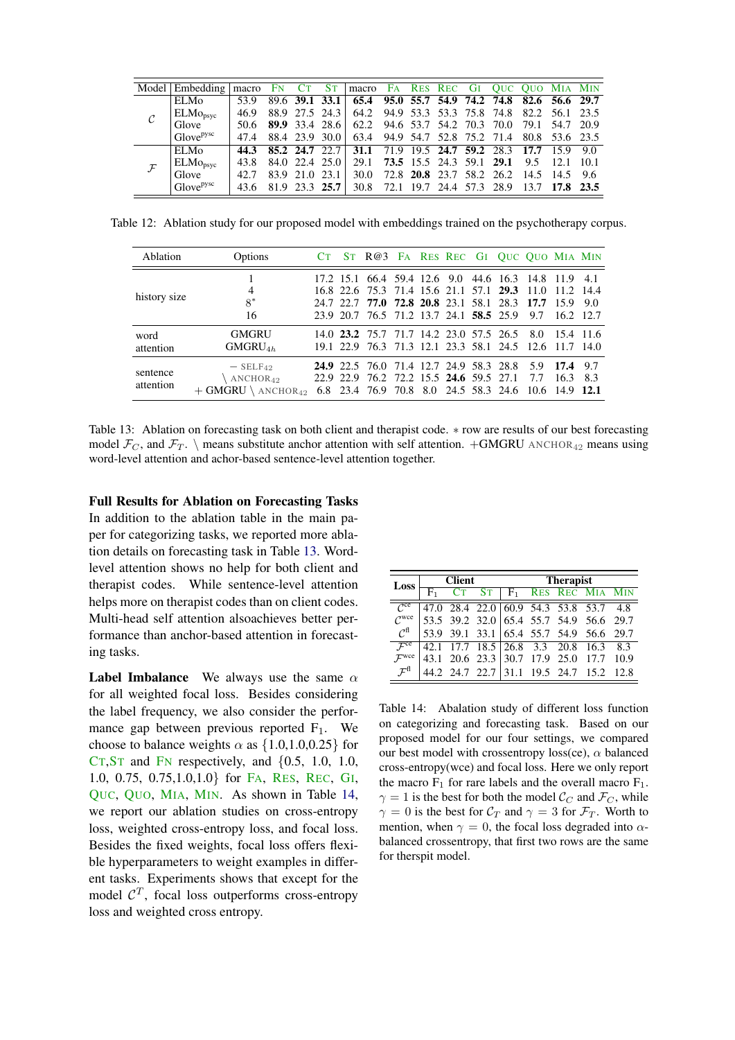| Model | Embedding | macro | FN | CT | ST | macro | FA | RES | REC | GI | QUC | QUO | MIA | MIN |
|---|---|---|---|---|---|---|---|---|---|---|---|---|---|---|
| $\mathcal{C}$ | ELMo | 53.9 | 89.6 | **39.1** | **33.1** | **65.4** | **95.0** | **55.7** | **54.9** | **74.2** | **74.8** | **82.6** | **56.6** | **29.7** |
| | $\text{ELMo}_{\text{psyc}}$ | 46.9 | 88.9 | 27.5 | 24.3 | 64.2 | 94.9 | 53.3 | 53.3 | 75.8 | 74.8 | 82.2 | 56.1 | 23.5 |
| | Glove | 50.6 | **89.9** | 33.4 | 28.6 | 62.2 | 94.6 | 53.7 | 54.2 | 70.3 | 70.0 | 79.1 | 54.7 | 20.9 |
| | $\text{Glove}^{\text{pysc}}$ | 47.4 | 88.4 | 23.9 | 30.0 | 63.4 | 94.9 | 54.7 | 52.8 | 75.2 | 71.4 | 80.8 | 53.6 | 23.5 |
| $\mathcal{F}$ | ELMo | **44.3** | **85.2** | **24.7** | 22.7 | **31.1** | 71.9 | 19.5 | **24.7** | **59.2** | 28.3 | **17.7** | 15.9 | 9.0 |
| | $\text{ELMo}_{\text{psyc}}$ | 43.8 | 84.0 | 22.4 | 25.0 | 29.1 | **73.5** | 15.5 | 24.3 | 59.1 | **29.1** | 9.5 | 12.1 | 10.1 |
| | Glove | 42.7 | 83.9 | 21.0 | 23.1 | 30.0 | 72.8 | **20.8** | 23.7 | 58.2 | 26.2 | 14.5 | 14.5 | 9.6 |
| | $\text{Glove}^{\text{pysc}}$ | 43.6 | 81.9 | 23.3 | **25.7** | 30.8 | 72.1 | 19.7 | 24.4 | 57.3 | 28.9 | 13.7 | **17.8** | **23.5** |

Table 12: Ablation study for our proposed model with embeddings trained on the psychotherapy corpus.

| Ablation | Options | CT | ST | R@3 | FA | RES | REC | GI | QUC | QUO | MIA | MIN |
|---|---|---|---|---|---|---|---|---|---|---|---|---|
| history size | 1 | 17.2 | 15.1 | 66.4 | 59.4 | 12.6 | 9.0 | 44.6 | 16.3 | 14.8 | 11.9 | 4.1 |
| | 4 | 16.8 | 22.6 | 75.3 | 71.4 | 15.6 | 21.1 | 57.1 | **29.3** | 11.0 | 11.2 | 14.4 |
| | 8* | 24.7 | 22.7 | **77.0** | **72.8** | **20.8** | 23.1 | 58.1 | 28.3 | **17.7** | 15.9 | 9.0 |
| | 16 | 23.9 | 20.7 | 76.5 | 71.2 | 13.7 | 24.1 | **58.5** | 25.9 | 9.7 | 16.2 | 12.7 |
| word attention | GMGRU | 14.0 | **23.2** | 75.7 | 71.7 | 14.2 | 23.0 | 57.5 | 26.5 | 8.0 | 15.4 | 11.6 |
| | $\text{GMGRU}_{4h}$ | 19.1 | 22.9 | 76.3 | 71.3 | 12.1 | 23.3 | 58.1 | 24.5 | 12.6 | 11.7 | 14.0 |
| sentence attention | $-$ $\text{SELF}_{42}$ | **24.9** | 22.5 | 76.0 | 71.4 | 12.7 | 24.9 | 58.3 | 28.8 | 5.9 | **17.4** | 9.7 |
| | \ $\text{ANCHOR}_{42}$ | 22.9 | 22.9 | 76.2 | 72.2 | 15.5 | **24.6** | 59.5 | 27.1 | 7.7 | 16.3 | 8.3 |
| | + GMGRU \ $\text{ANCHOR}_{42}$ | 6.8 | 23.4 | 76.9 | 70.8 | 8.0 | 24.5 | 58.3 | 24.6 | 10.6 | 14.9 | **12.1** |

Table 13: Ablation on forecasting task on both client and therapist code. * row are results of our best forecasting model $\mathcal{F}_C$, and $\mathcal{F}_T$. \ means substitute anchor attention with self attention. +GMGRU $\text{ANCHOR}_{42}$ means using word-level attention and achor-based sentence-level attention together.

**Full Results for Ablation on Forecasting Tasks** In addition to the ablation table in the main paper for categorizing tasks, we reported more ablation details on forecasting task in Table 13. Word-level attention shows no help for both client and therapist codes. While sentence-level attention helps more on therapist codes than on client codes. Multi-head self attention alsoachieves better performance than anchor-based attention in forecasting tasks.

**Label Imbalance** We always use the same $\alpha$ for all weighted focal loss. Besides considering the label frequency, we also consider the performance gap between previous reported $F_1$. We choose to balance weights $\alpha$ as {1.0,1.0,0.25} for CT,ST and FN respectively, and {0.5, 1.0, 1.0, 1.0, 0.75, 0.75,1.0,1.0} for FA, RES, REC, GI, QUC, QUO, MIA, MIN. As shown in Table 14, we report our ablation studies on cross-entropy loss, weighted cross-entropy loss, and focal loss. Besides the fixed weights, focal loss offers flexible hyperparameters to weight examples in different tasks. Experiments shows that except for the model $\mathcal{C}^T$, focal loss outperforms cross-entropy loss and weighted cross entropy.

| Loss | Client | | | Therapist | | | | |
|---|---|---|---|---|---|---|---|---|
| | $F_1$ | CT | ST | $F_1$ | RES | REC | MIA | MIN |
| $\mathcal{C}^{\text{ce}}$ | 47.0 | 28.4 | 22.0 | 60.9 | 54.3 | 53.8 | 53.7 | 4.8 |
| $\mathcal{C}^{\text{wce}}$ | 53.5 | 39.2 | 32.0 | 65.4 | 55.7 | 54.9 | 56.6 | 29.7 |
| $\mathcal{C}^{\text{fl}}$ | 53.9 | 39.1 | 33.1 | 65.4 | 55.7 | 54.9 | 56.6 | 29.7 |
| $\mathcal{F}^{\text{ce}}$ | 42.1 | 17.7 | 18.5 | 26.8 | 3.3 | 20.8 | 16.3 | 8.3 |
| $\mathcal{F}^{\text{wce}}$ | 43.1 | 20.6 | 23.3 | 30.7 | 17.9 | 25.0 | 17.7 | 10.9 |
| $\mathcal{F}^{\text{fl}}$ | 44.2 | 24.7 | 22.7 | 31.1 | 19.5 | 24.7 | 15.2 | 12.8 |

Table 14: Abalation study of different loss function on categorizing and forecasting task. Based on our proposed model for our four settings, we compared our best model with crossentropy loss(ce), $\alpha$ balanced cross-entropy(wce) and focal loss. Here we only report the macro $F_1$ for rare labels and the overall macro $F_1$. $\gamma = 1$ is the best for both the model $\mathcal{C}_C$ and $\mathcal{F}_C$, while $\gamma = 0$ is the best for $\mathcal{C}_T$ and $\gamma = 3$ for $\mathcal{F}_T$. Worth to mention, when $\gamma = 0$, the focal loss degraded into $\alpha$-balanced crossentropy, that first two rows are the same for therspit model.